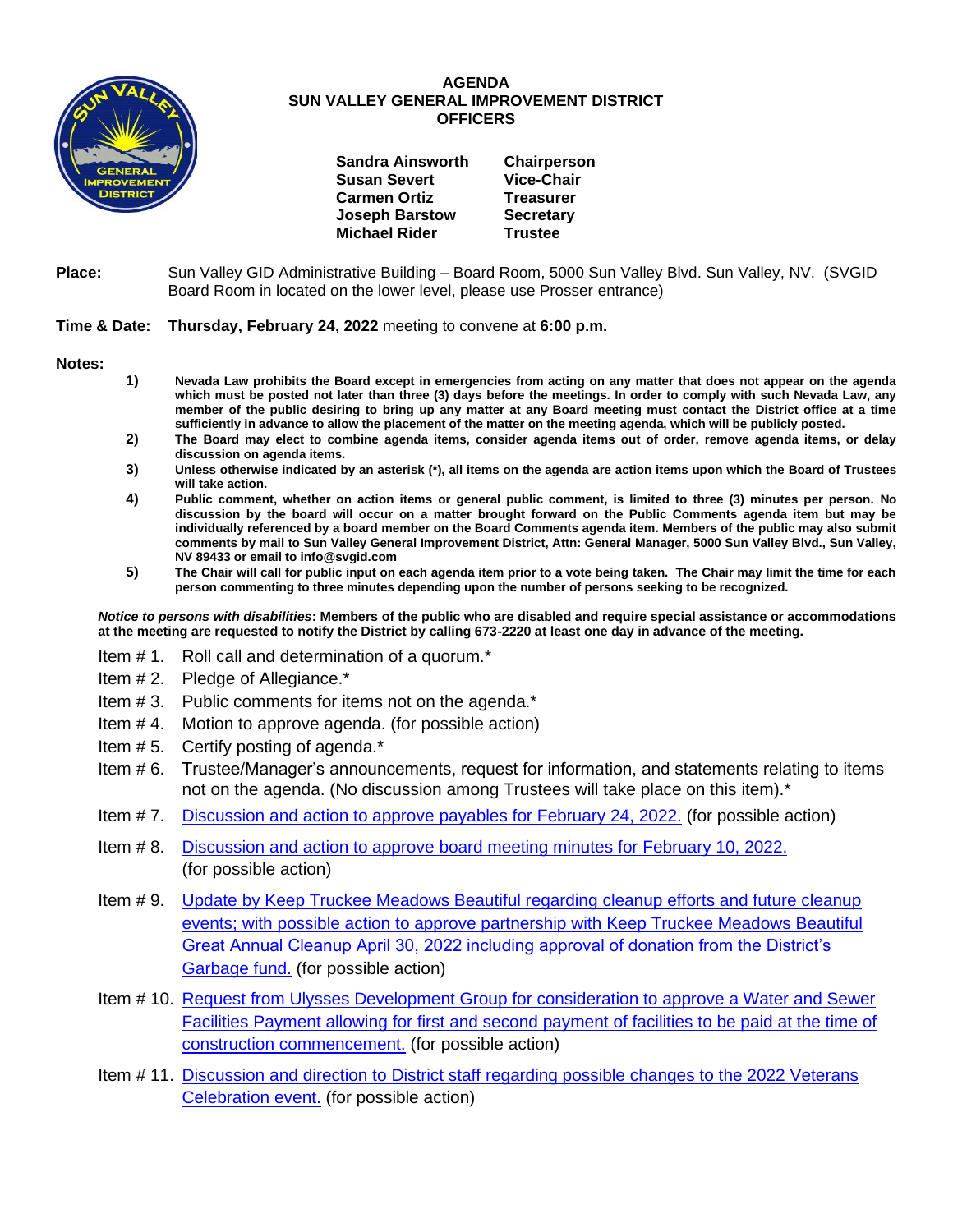# AGENDA
## SUN VALLEY GENERAL IMPROVEMENT DISTRICT
## OFFICERS

| | |
|---|---|
| **Sandra Ainsworth** | **Chairperson** |
| **Susan Severt** | **Vice-Chair** |
| **Carmen Ortiz** | **Treasurer** |
| **Joseph Barstow** | **Secretary** |
| **Michael Rider** | **Trustee** |

**Place:** Sun Valley GID Administrative Building – Board Room, 5000 Sun Valley Blvd. Sun Valley, NV. (SVGID Board Room in located on the lower level, please use Prosser entrance)

**Time & Date:** **Thursday, February 24, 2022** meeting to convene at **6:00 p.m.**

**Notes:**

1) **Nevada Law prohibits the Board except in emergencies from acting on any matter that does not appear on the agenda which must be posted not later than three (3) days before the meetings. In order to comply with such Nevada Law, any member of the public desiring to bring up any matter at any Board meeting must contact the District office at a time sufficiently in advance to allow the placement of the matter on the meeting agenda, which will be publicly posted.**
2) **The Board may elect to combine agenda items, consider agenda items out of order, remove agenda items, or delay discussion on agenda items.**
3) **Unless otherwise indicated by an asterisk (*), all items on the agenda are action items upon which the Board of Trustees will take action.**
4) **Public comment, whether on action items or general public comment, is limited to three (3) minutes per person. No discussion by the board will occur on a matter brought forward on the Public Comments agenda item but may be individually referenced by a board member on the Board Comments agenda item. Members of the public may also submit comments by mail to Sun Valley General Improvement District, Attn: General Manager, 5000 Sun Valley Blvd., Sun Valley, NV 89433 or email to info@svgid.com**
5) **The Chair will call for public input on each agenda item prior to a vote being taken. The Chair may limit the time for each person commenting to three minutes depending upon the number of persons seeking to be recognized.**

***Notice to persons with disabilities*: Members of the public who are disabled and require special assistance or accommodations at the meeting are requested to notify the District by calling 673-2220 at least one day in advance of the meeting.**

Item # 1. Roll call and determination of a quorum.*

Item # 2. Pledge of Allegiance.*

Item # 3. Public comments for items not on the agenda.*

Item # 4. Motion to approve agenda. (for possible action)

Item # 5. Certify posting of agenda.*

Item # 6. Trustee/Manager's announcements, request for information, and statements relating to items not on the agenda. (No discussion among Trustees will take place on this item).*

Item # 7. Discussion and action to approve payables for February 24, 2022. (for possible action)

Item # 8. Discussion and action to approve board meeting minutes for February 10, 2022. (for possible action)

Item # 9. Update by Keep Truckee Meadows Beautiful regarding cleanup efforts and future cleanup events; with possible action to approve partnership with Keep Truckee Meadows Beautiful Great Annual Cleanup April 30, 2022 including approval of donation from the District's Garbage fund. (for possible action)

Item # 10. Request from Ulysses Development Group for consideration to approve a Water and Sewer Facilities Payment allowing for first and second payment of facilities to be paid at the time of construction commencement. (for possible action)

Item # 11. Discussion and direction to District staff regarding possible changes to the 2022 Veterans Celebration event. (for possible action)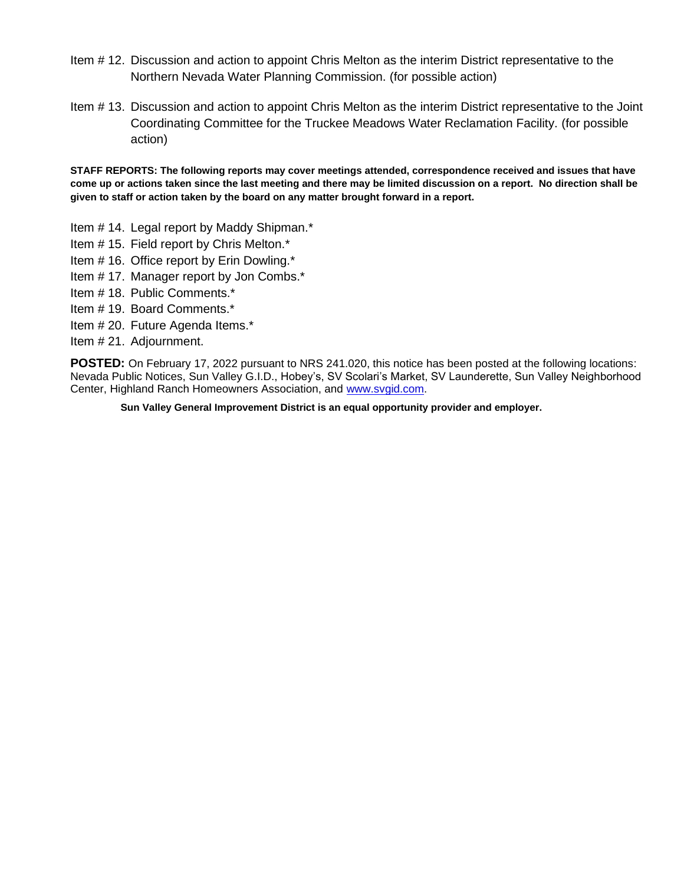Item # 12. Discussion and action to appoint Chris Melton as the interim District representative to the Northern Nevada Water Planning Commission. (for possible action)

Item # 13. Discussion and action to appoint Chris Melton as the interim District representative to the Joint Coordinating Committee for the Truckee Meadows Water Reclamation Facility. (for possible action)

**STAFF REPORTS: The following reports may cover meetings attended, correspondence received and issues that have come up or actions taken since the last meeting and there may be limited discussion on a report. No direction shall be given to staff or action taken by the board on any matter brought forward in a report.**

Item # 14. Legal report by Maddy Shipman.*

Item # 15. Field report by Chris Melton.*

Item # 16. Office report by Erin Dowling.*

Item # 17. Manager report by Jon Combs.*

Item # 18. Public Comments.*

Item # 19. Board Comments.*

Item # 20. Future Agenda Items.*

Item # 21. Adjournment.

**POSTED:** On February 17, 2022 pursuant to NRS 241.020, this notice has been posted at the following locations: Nevada Public Notices, Sun Valley G.I.D., Hobey's, SV Scolari's Market, SV Launderette, Sun Valley Neighborhood Center, Highland Ranch Homeowners Association, and www.svgid.com.

**Sun Valley General Improvement District is an equal opportunity provider and employer.**